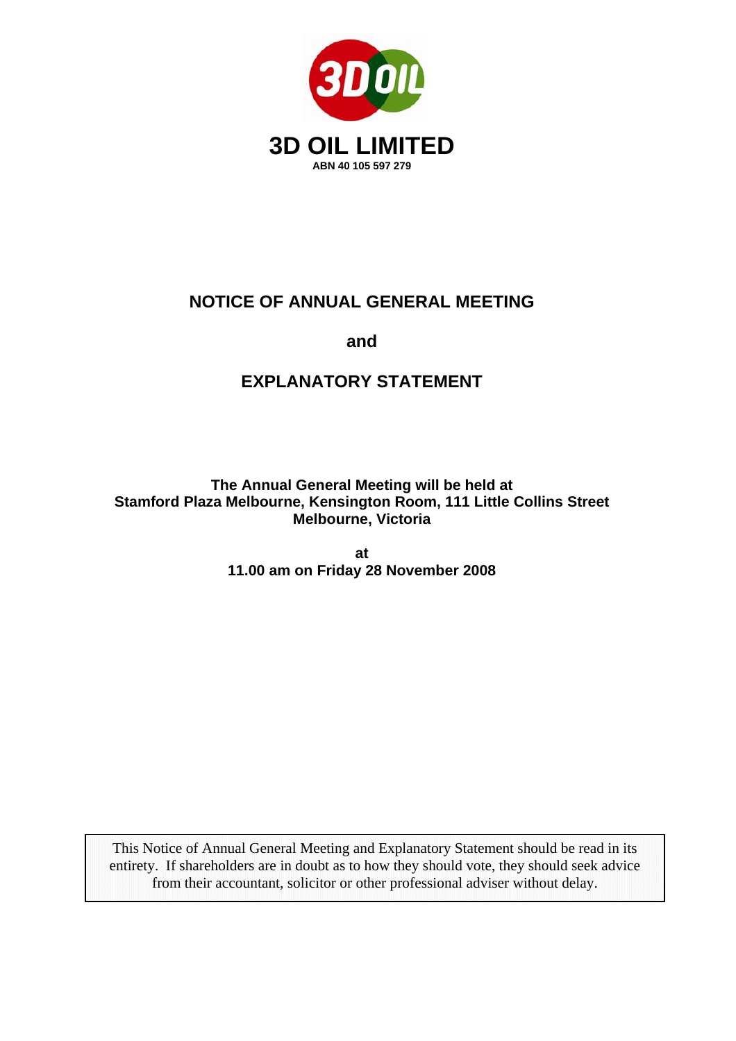# 3D OIL LIMITED

**ABN 40 105 597 279**

## NOTICE OF ANNUAL GENERAL MEETING

**and**

## EXPLANATORY STATEMENT

**The Annual General Meeting will be held at**
**Stamford Plaza Melbourne, Kensington Room, 111 Little Collins Street**
**Melbourne, Victoria**

**at**
**11.00 am on Friday 28 November 2008**

This Notice of Annual General Meeting and Explanatory Statement should be read in its entirety. If shareholders are in doubt as to how they should vote, they should seek advice from their accountant, solicitor or other professional adviser without delay.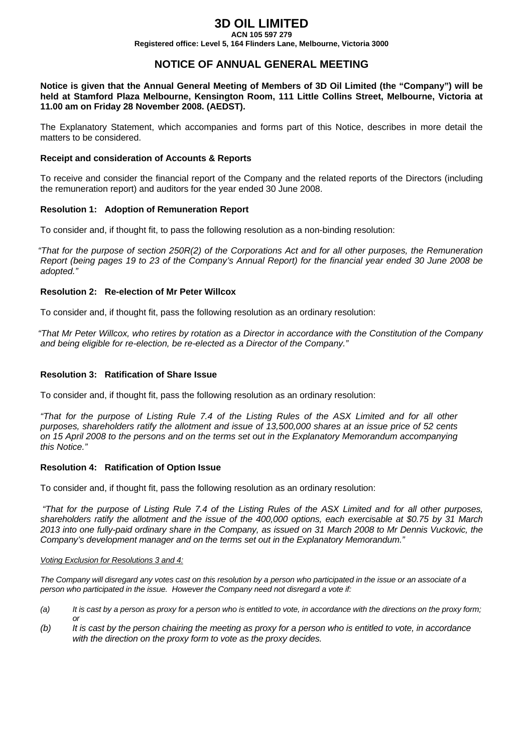# 3D OIL LIMITED

**ACN 105 597 279**

**Registered office: Level 5, 164 Flinders Lane, Melbourne, Victoria 3000**

## NOTICE OF ANNUAL GENERAL MEETING

**Notice is given that the Annual General Meeting of Members of 3D Oil Limited (the "Company") will be held at Stamford Plaza Melbourne, Kensington Room, 111 Little Collins Street, Melbourne, Victoria at 11.00 am on Friday 28 November 2008. (AEDST).**

The Explanatory Statement, which accompanies and forms part of this Notice, describes in more detail the matters to be considered.

**Receipt and consideration of Accounts & Reports**

To receive and consider the financial report of the Company and the related reports of the Directors (including the remuneration report) and auditors for the year ended 30 June 2008.

**Resolution 1: Adoption of Remuneration Report**

To consider and, if thought fit, to pass the following resolution as a non-binding resolution:

*"That for the purpose of section 250R(2) of the Corporations Act and for all other purposes, the Remuneration Report (being pages 19 to 23 of the Company's Annual Report) for the financial year ended 30 June 2008 be adopted."*

**Resolution 2: Re-election of Mr Peter Willcox**

To consider and, if thought fit, pass the following resolution as an ordinary resolution:

*"That Mr Peter Willcox, who retires by rotation as a Director in accordance with the Constitution of the Company and being eligible for re-election, be re-elected as a Director of the Company."*

**Resolution 3: Ratification of Share Issue**

To consider and, if thought fit, pass the following resolution as an ordinary resolution:

*"That for the purpose of Listing Rule 7.4 of the Listing Rules of the ASX Limited and for all other purposes, shareholders ratify the allotment and issue of 13,500,000 shares at an issue price of 52 cents on 15 April 2008 to the persons and on the terms set out in the Explanatory Memorandum accompanying this Notice."*

**Resolution 4: Ratification of Option Issue**

To consider and, if thought fit, pass the following resolution as an ordinary resolution:

*"That for the purpose of Listing Rule 7.4 of the Listing Rules of the ASX Limited and for all other purposes, shareholders ratify the allotment and the issue of the 400,000 options, each exercisable at $0.75 by 31 March 2013 into one fully-paid ordinary share in the Company, as issued on 31 March 2008 to Mr Dennis Vuckovic, the Company's development manager and on the terms set out in the Explanatory Memorandum."*

*Voting Exclusion for Resolutions 3 and 4:*

*The Company will disregard any votes cast on this resolution by a person who participated in the issue or an associate of a person who participated in the issue. However the Company need not disregard a vote if:*

*(a) It is cast by a person as proxy for a person who is entitled to vote, in accordance with the directions on the proxy form; or*

*(b) It is cast by the person chairing the meeting as proxy for a person who is entitled to vote, in accordance with the direction on the proxy form to vote as the proxy decides.*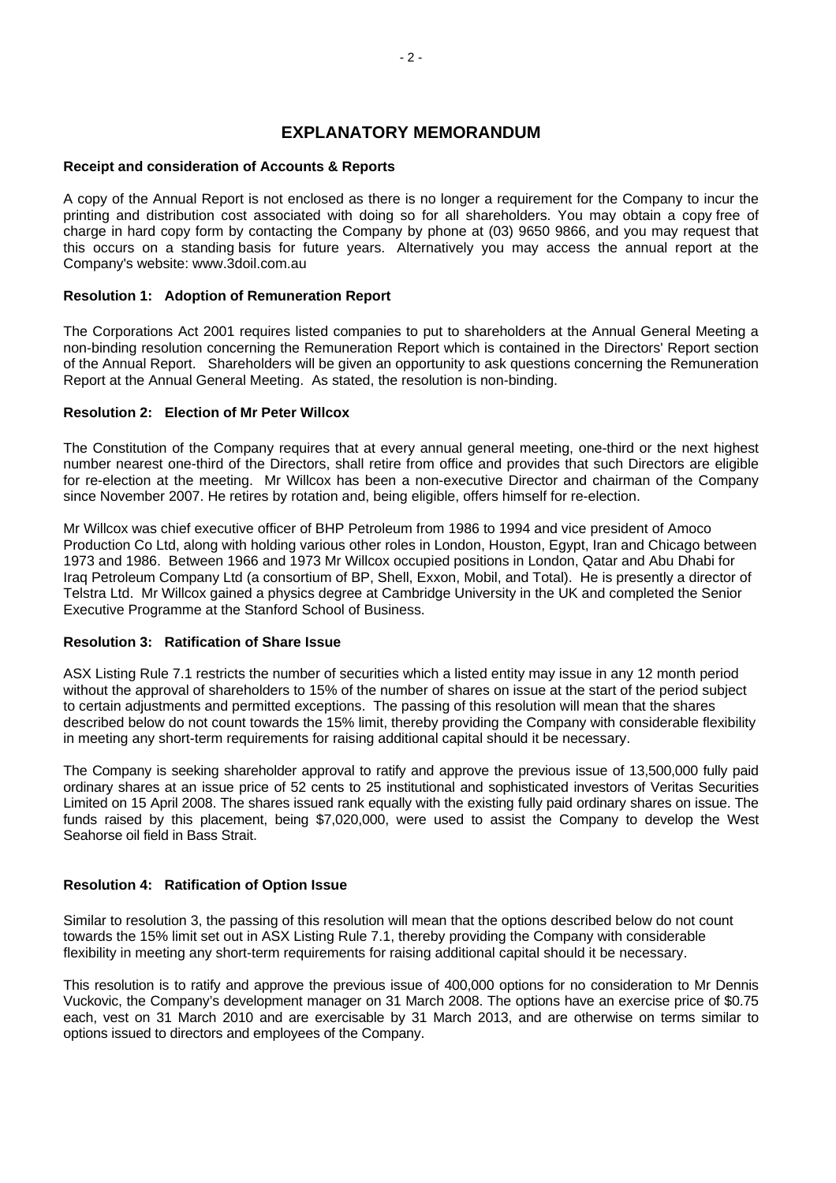# EXPLANATORY MEMORANDUM

**Receipt and consideration of Accounts & Reports**

A copy of the Annual Report is not enclosed as there is no longer a requirement for the Company to incur the printing and distribution cost associated with doing so for all shareholders. You may obtain a copy free of charge in hard copy form by contacting the Company by phone at (03) 9650 9866, and you may request that this occurs on a standing basis for future years. Alternatively you may access the annual report at the Company's website: www.3doil.com.au

**Resolution 1: Adoption of Remuneration Report**

The Corporations Act 2001 requires listed companies to put to shareholders at the Annual General Meeting a non-binding resolution concerning the Remuneration Report which is contained in the Directors' Report section of the Annual Report. Shareholders will be given an opportunity to ask questions concerning the Remuneration Report at the Annual General Meeting. As stated, the resolution is non-binding.

**Resolution 2: Election of Mr Peter Willcox**

The Constitution of the Company requires that at every annual general meeting, one-third or the next highest number nearest one-third of the Directors, shall retire from office and provides that such Directors are eligible for re-election at the meeting. Mr Willcox has been a non-executive Director and chairman of the Company since November 2007. He retires by rotation and, being eligible, offers himself for re-election.

Mr Willcox was chief executive officer of BHP Petroleum from 1986 to 1994 and vice president of Amoco Production Co Ltd, along with holding various other roles in London, Houston, Egypt, Iran and Chicago between 1973 and 1986. Between 1966 and 1973 Mr Willcox occupied positions in London, Qatar and Abu Dhabi for Iraq Petroleum Company Ltd (a consortium of BP, Shell, Exxon, Mobil, and Total). He is presently a director of Telstra Ltd. Mr Willcox gained a physics degree at Cambridge University in the UK and completed the Senior Executive Programme at the Stanford School of Business.

**Resolution 3: Ratification of Share Issue**

ASX Listing Rule 7.1 restricts the number of securities which a listed entity may issue in any 12 month period without the approval of shareholders to 15% of the number of shares on issue at the start of the period subject to certain adjustments and permitted exceptions. The passing of this resolution will mean that the shares described below do not count towards the 15% limit, thereby providing the Company with considerable flexibility in meeting any short-term requirements for raising additional capital should it be necessary.

The Company is seeking shareholder approval to ratify and approve the previous issue of 13,500,000 fully paid ordinary shares at an issue price of 52 cents to 25 institutional and sophisticated investors of Veritas Securities Limited on 15 April 2008. The shares issued rank equally with the existing fully paid ordinary shares on issue. The funds raised by this placement, being $7,020,000, were used to assist the Company to develop the West Seahorse oil field in Bass Strait.

**Resolution 4: Ratification of Option Issue**

Similar to resolution 3, the passing of this resolution will mean that the options described below do not count towards the 15% limit set out in ASX Listing Rule 7.1, thereby providing the Company with considerable flexibility in meeting any short-term requirements for raising additional capital should it be necessary.

This resolution is to ratify and approve the previous issue of 400,000 options for no consideration to Mr Dennis Vuckovic, the Company's development manager on 31 March 2008. The options have an exercise price of $0.75 each, vest on 31 March 2010 and are exercisable by 31 March 2013, and are otherwise on terms similar to options issued to directors and employees of the Company.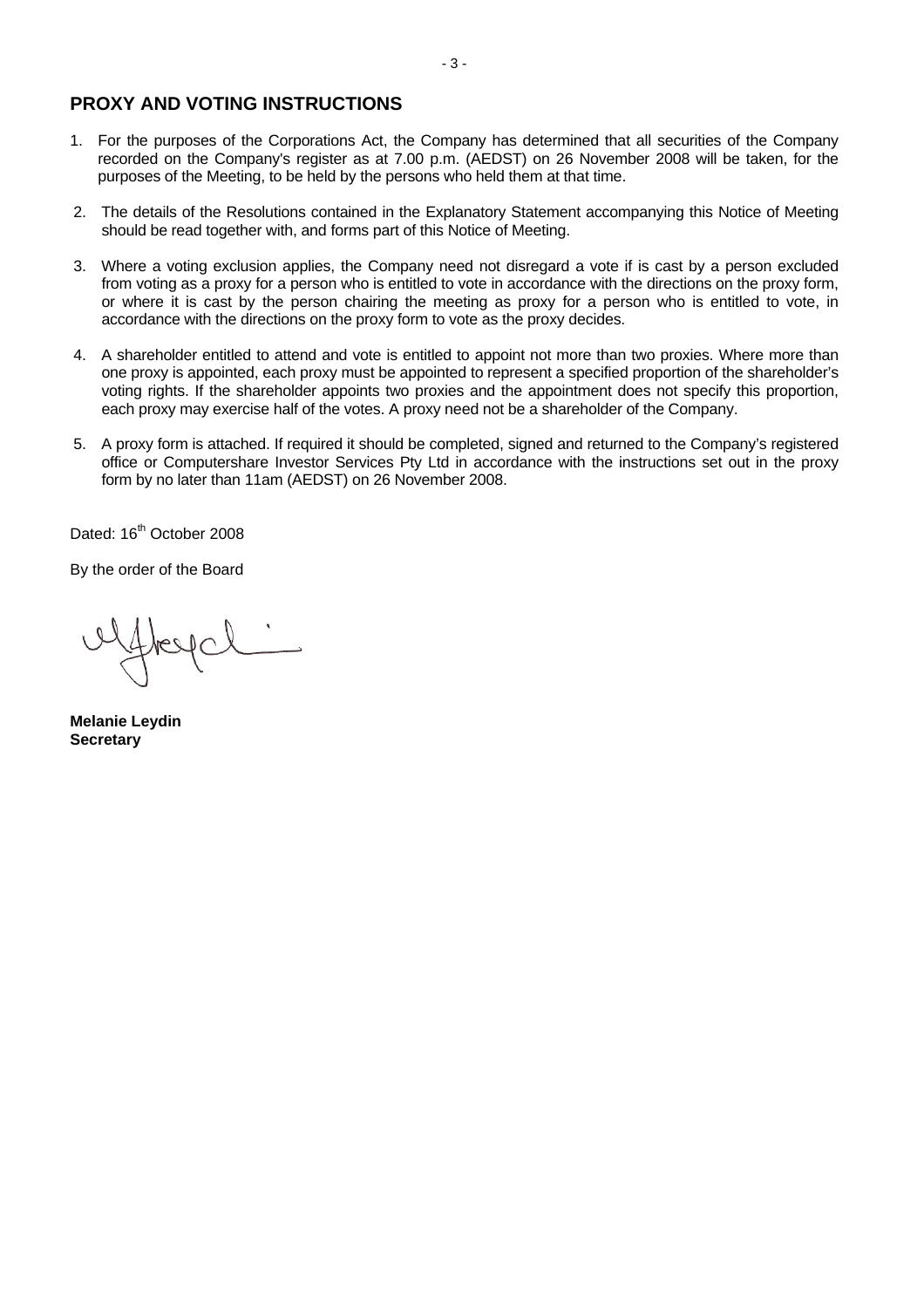## PROXY AND VOTING INSTRUCTIONS

1. For the purposes of the Corporations Act, the Company has determined that all securities of the Company recorded on the Company's register as at 7.00 p.m. (AEDST) on 26 November 2008 will be taken, for the purposes of the Meeting, to be held by the persons who held them at that time.

2. The details of the Resolutions contained in the Explanatory Statement accompanying this Notice of Meeting should be read together with, and forms part of this Notice of Meeting.

3. Where a voting exclusion applies, the Company need not disregard a vote if is cast by a person excluded from voting as a proxy for a person who is entitled to vote in accordance with the directions on the proxy form, or where it is cast by the person chairing the meeting as proxy for a person who is entitled to vote, in accordance with the directions on the proxy form to vote as the proxy decides.

4. A shareholder entitled to attend and vote is entitled to appoint not more than two proxies. Where more than one proxy is appointed, each proxy must be appointed to represent a specified proportion of the shareholder's voting rights. If the shareholder appoints two proxies and the appointment does not specify this proportion, each proxy may exercise half of the votes. A proxy need not be a shareholder of the Company.

5. A proxy form is attached. If required it should be completed, signed and returned to the Company's registered office or Computershare Investor Services Pty Ltd in accordance with the instructions set out in the proxy form by no later than 11am (AEDST) on 26 November 2008.

Dated: 16th October 2008

By the order of the Board

**Melanie Leydin**
**Secretary**